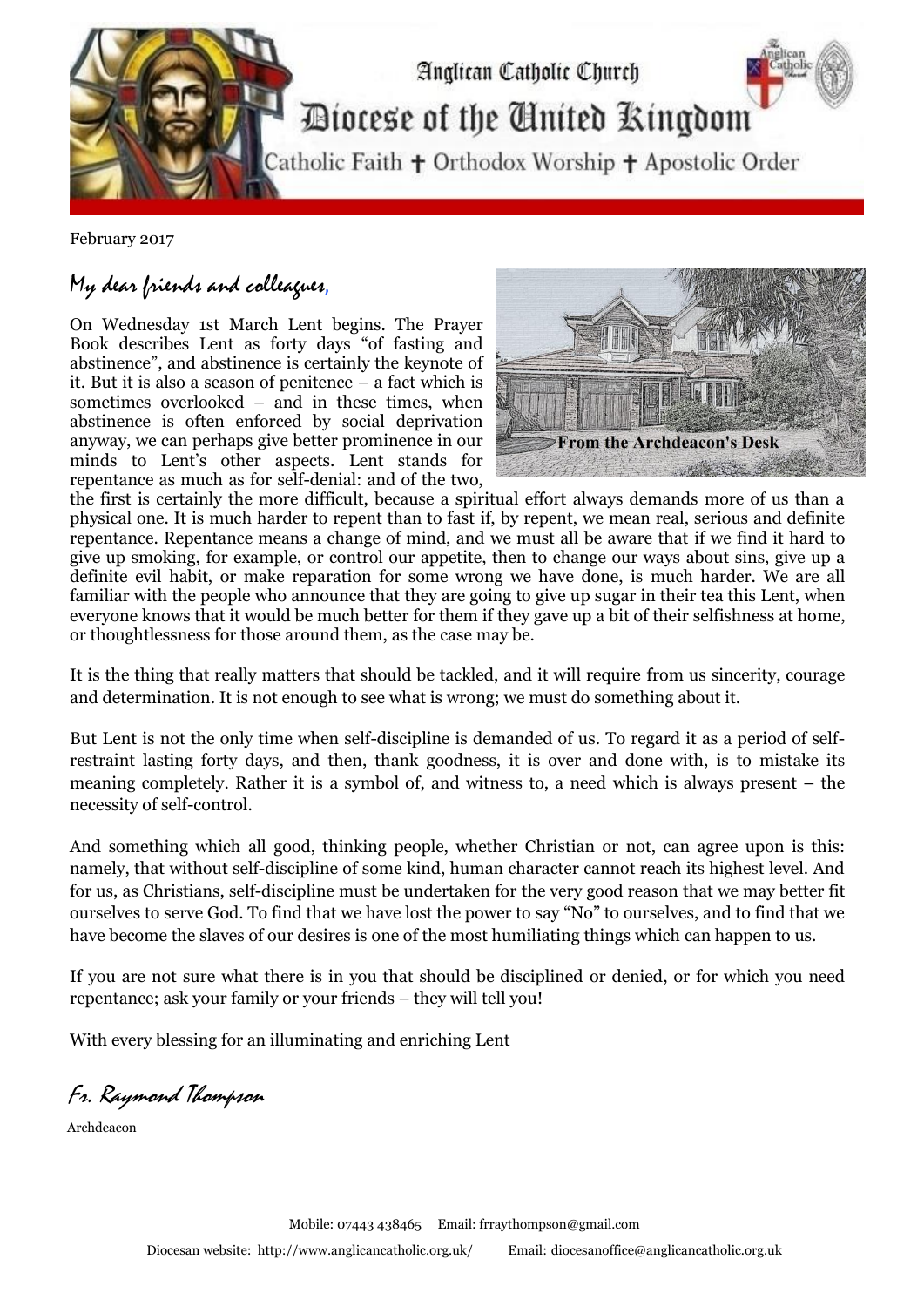# Anglican Catholic Church

## Diocese of the United Kingdom

Catholic Faith ✝ Orthodox Worship ✝ Apostolic Order

February 2017

*My dear friends and colleagues,*

From the Archdeacon's Desk

On Wednesday 1st March Lent begins. The Prayer Book describes Lent as forty days "of fasting and abstinence", and abstinence is certainly the keynote of it. But it is also a season of penitence – a fact which is sometimes overlooked – and in these times, when abstinence is often enforced by social deprivation anyway, we can perhaps give better prominence in our minds to Lent's other aspects. Lent stands for repentance as much as for self-denial: and of the two, the first is certainly the more difficult, because a spiritual effort always demands more of us than a physical one. It is much harder to repent than to fast if, by repent, we mean real, serious and definite repentance. Repentance means a change of mind, and we must all be aware that if we find it hard to give up smoking, for example, or control our appetite, then to change our ways about sins, give up a definite evil habit, or make reparation for some wrong we have done, is much harder. We are all familiar with the people who announce that they are going to give up sugar in their tea this Lent, when everyone knows that it would be much better for them if they gave up a bit of their selfishness at home, or thoughtlessness for those around them, as the case may be.

It is the thing that really matters that should be tackled, and it will require from us sincerity, courage and determination. It is not enough to see what is wrong; we must do something about it.

But Lent is not the only time when self-discipline is demanded of us. To regard it as a period of self-restraint lasting forty days, and then, thank goodness, it is over and done with, is to mistake its meaning completely. Rather it is a symbol of, and witness to, a need which is always present – the necessity of self-control.

And something which all good, thinking people, whether Christian or not, can agree upon is this: namely, that without self-discipline of some kind, human character cannot reach its highest level. And for us, as Christians, self-discipline must be undertaken for the very good reason that we may better fit ourselves to serve God. To find that we have lost the power to say "No" to ourselves, and to find that we have become the slaves of our desires is one of the most humiliating things which can happen to us.

If you are not sure what there is in you that should be disciplined or denied, or for which you need repentance; ask your family or your friends – they will tell you!

With every blessing for an illuminating and enriching Lent

*Fr. Raymond Thompson*

Archdeacon

Mobile: 07443 438465 Email: frraythompson@gmail.com

Diocesan website: http://www.anglicancatholic.org.uk/ Email: diocesanoffice@anglicancatholic.org.uk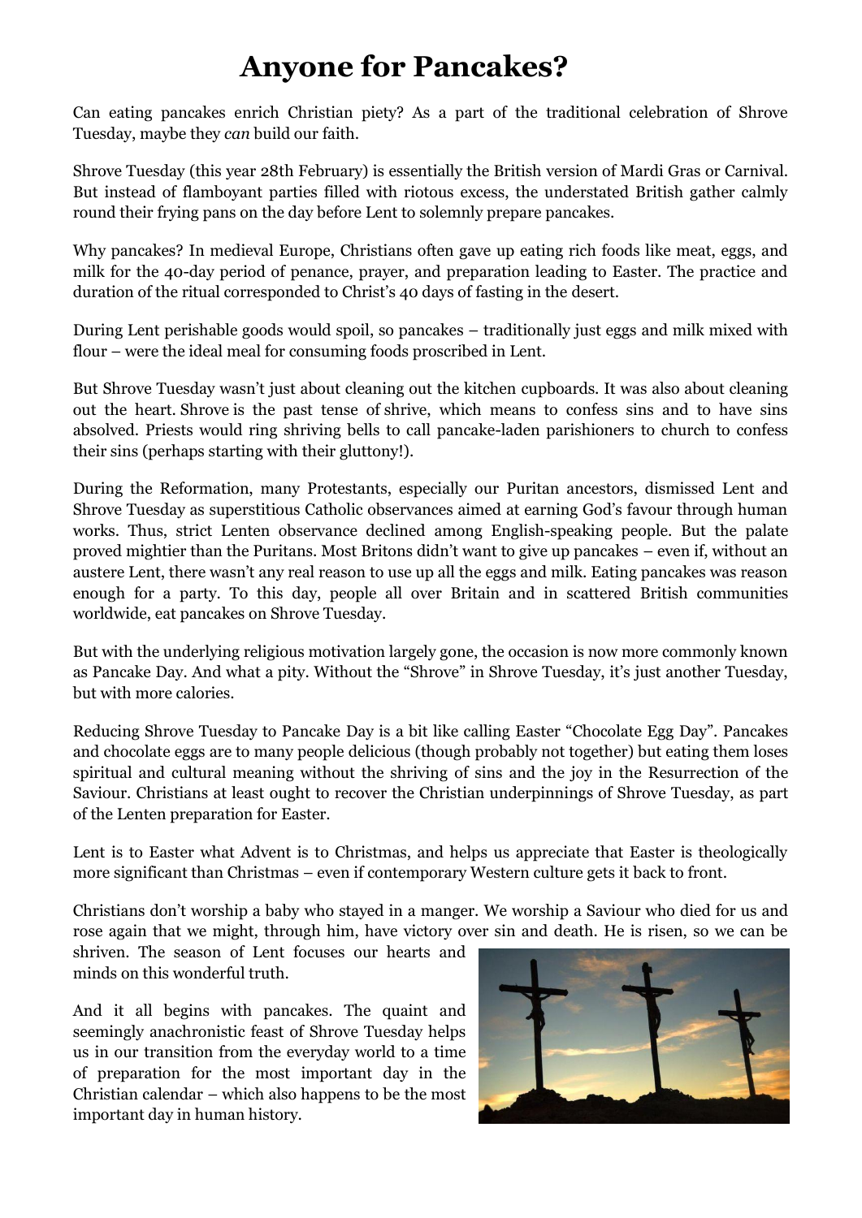# Anyone for Pancakes?

Can eating pancakes enrich Christian piety? As a part of the traditional celebration of Shrove Tuesday, maybe they *can* build our faith.

Shrove Tuesday (this year 28th February) is essentially the British version of Mardi Gras or Carnival. But instead of flamboyant parties filled with riotous excess, the understated British gather calmly round their frying pans on the day before Lent to solemnly prepare pancakes.

Why pancakes? In medieval Europe, Christians often gave up eating rich foods like meat, eggs, and milk for the 40-day period of penance, prayer, and preparation leading to Easter. The practice and duration of the ritual corresponded to Christ's 40 days of fasting in the desert.

During Lent perishable goods would spoil, so pancakes – traditionally just eggs and milk mixed with flour – were the ideal meal for consuming foods proscribed in Lent.

But Shrove Tuesday wasn't just about cleaning out the kitchen cupboards. It was also about cleaning out the heart. Shrove is the past tense of shrive, which means to confess sins and to have sins absolved. Priests would ring shriving bells to call pancake-laden parishioners to church to confess their sins (perhaps starting with their gluttony!).

During the Reformation, many Protestants, especially our Puritan ancestors, dismissed Lent and Shrove Tuesday as superstitious Catholic observances aimed at earning God's favour through human works. Thus, strict Lenten observance declined among English-speaking people. But the palate proved mightier than the Puritans. Most Britons didn't want to give up pancakes – even if, without an austere Lent, there wasn't any real reason to use up all the eggs and milk. Eating pancakes was reason enough for a party. To this day, people all over Britain and in scattered British communities worldwide, eat pancakes on Shrove Tuesday.

But with the underlying religious motivation largely gone, the occasion is now more commonly known as Pancake Day. And what a pity. Without the "Shrove" in Shrove Tuesday, it's just another Tuesday, but with more calories.

Reducing Shrove Tuesday to Pancake Day is a bit like calling Easter "Chocolate Egg Day". Pancakes and chocolate eggs are to many people delicious (though probably not together) but eating them loses spiritual and cultural meaning without the shriving of sins and the joy in the Resurrection of the Saviour. Christians at least ought to recover the Christian underpinnings of Shrove Tuesday, as part of the Lenten preparation for Easter.

Lent is to Easter what Advent is to Christmas, and helps us appreciate that Easter is theologically more significant than Christmas – even if contemporary Western culture gets it back to front.

Christians don't worship a baby who stayed in a manger. We worship a Saviour who died for us and rose again that we might, through him, have victory over sin and death. He is risen, so we can be shriven. The season of Lent focuses our hearts and minds on this wonderful truth.

And it all begins with pancakes. The quaint and seemingly anachronistic feast of Shrove Tuesday helps us in our transition from the everyday world to a time of preparation for the most important day in the Christian calendar – which also happens to be the most important day in human history.